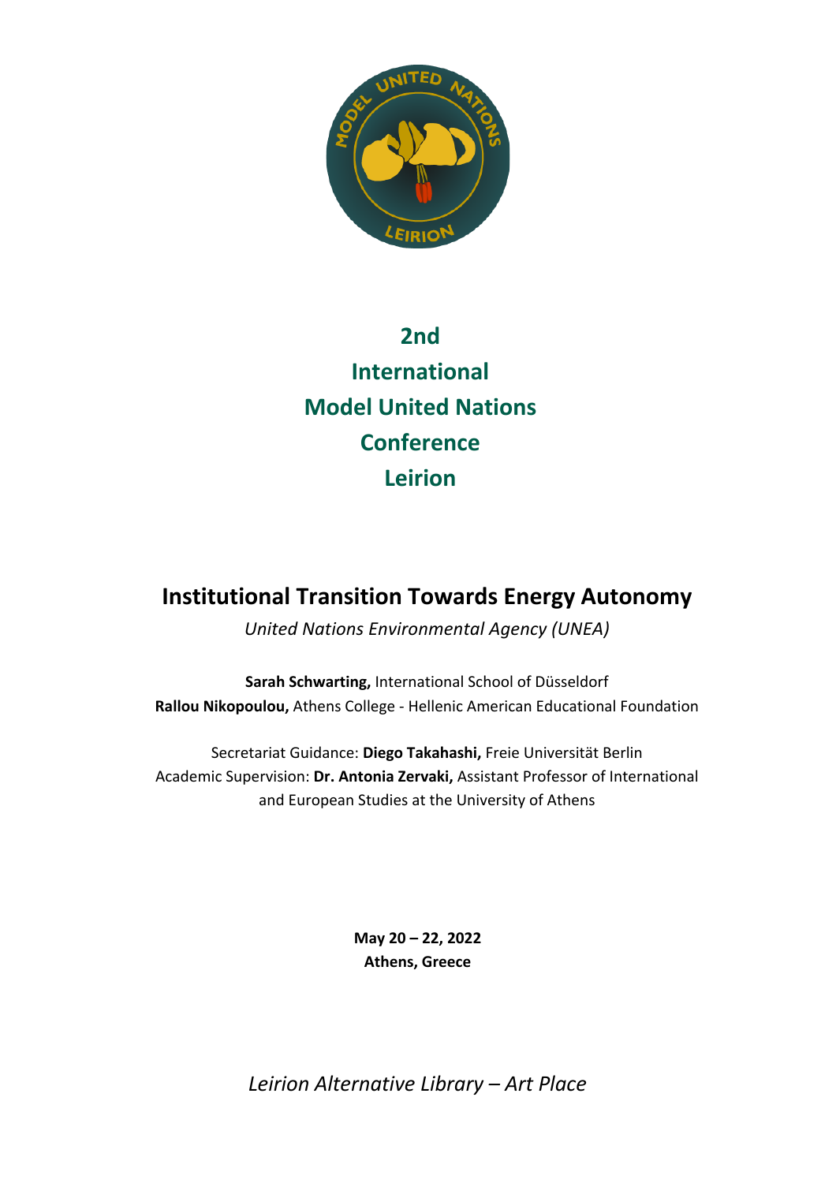# 2nd International Model United Nations Conference Leirion

## Institutional Transition Towards Energy Autonomy

*United Nations Environmental Agency (UNEA)*

**Sarah Schwarting,** International School of Düsseldorf
**Rallou Nikopoulou,** Athens College - Hellenic American Educational Foundation

Secretariat Guidance: **Diego Takahashi,** Freie Universität Berlin
Academic Supervision: **Dr. Antonia Zervaki,** Assistant Professor of International and European Studies at the University of Athens

**May 20 – 22, 2022**
**Athens, Greece**

*Leirion Alternative Library – Art Place*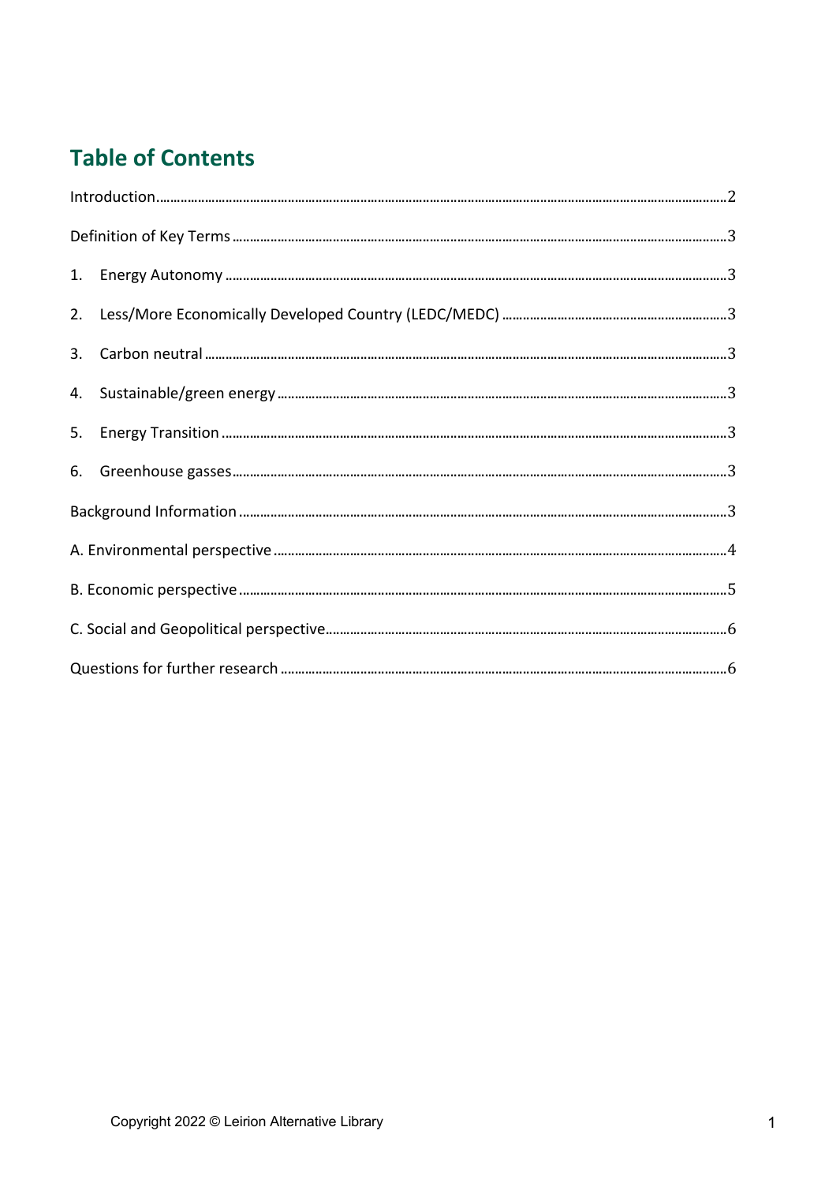## Table of Contents

Introduction....................................................................................................................2

Definition of Key Terms ....................................................................................................3

1. Energy Autonomy ........................................................................................................3
2. Less/More Economically Developed Country (LEDC/MEDC) ..........................................3
3. Carbon neutral ............................................................................................................3
4. Sustainable/green energy ............................................................................................3
5. Energy Transition ........................................................................................................3
6. Greenhouse gasses.......................................................................................................3

Background Information ....................................................................................................3

A. Environmental perspective ..........................................................................................4

B. Economic perspective ..................................................................................................5

C. Social and Geopolitical perspective..............................................................................6

Questions for further research ...........................................................................................6

Copyright 2022 © Leirion Alternative Library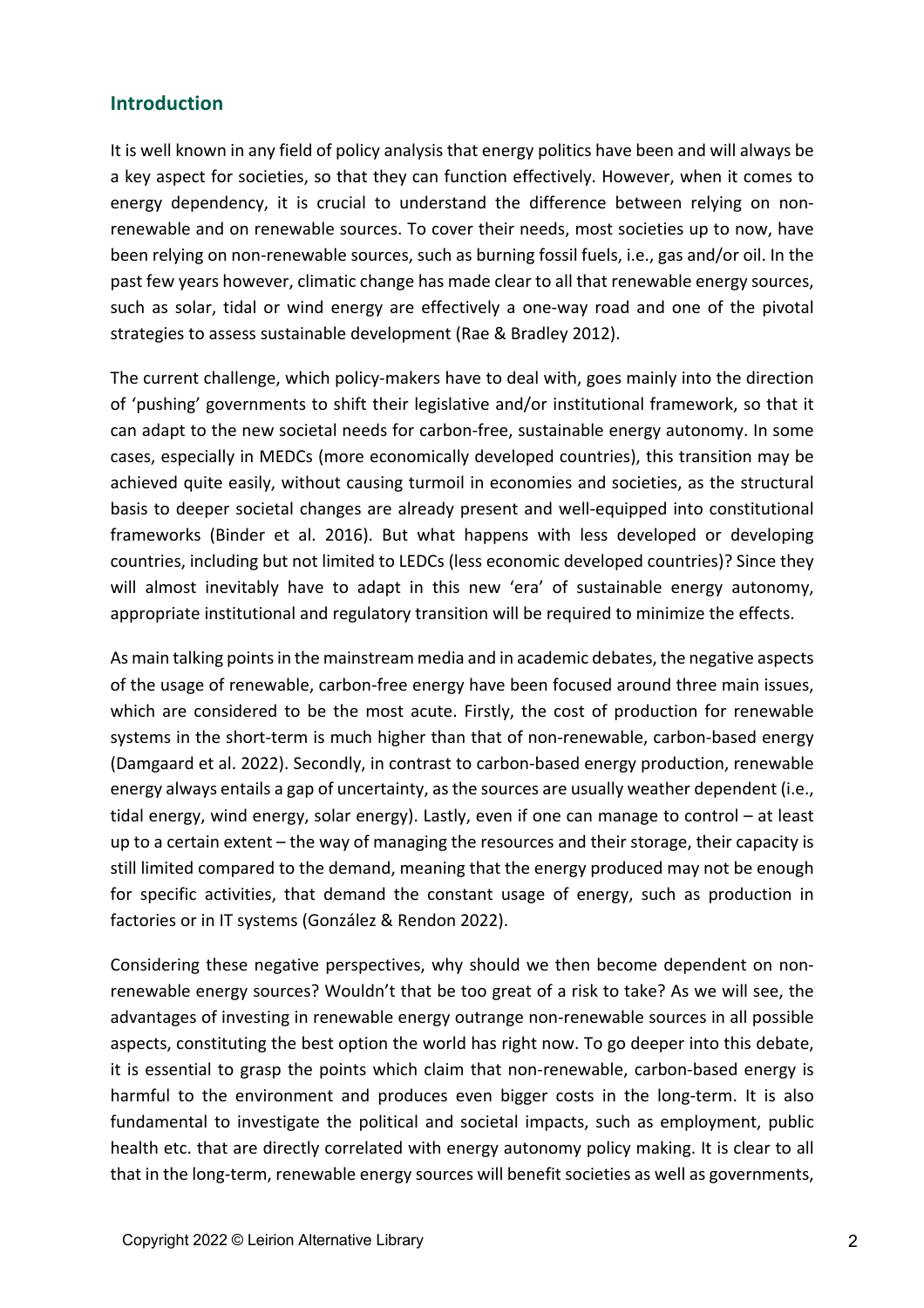## Introduction

It is well known in any field of policy analysis that energy politics have been and will always be a key aspect for societies, so that they can function effectively. However, when it comes to energy dependency, it is crucial to understand the difference between relying on non-renewable and on renewable sources. To cover their needs, most societies up to now, have been relying on non-renewable sources, such as burning fossil fuels, i.e., gas and/or oil. In the past few years however, climatic change has made clear to all that renewable energy sources, such as solar, tidal or wind energy are effectively a one-way road and one of the pivotal strategies to assess sustainable development (Rae & Bradley 2012).

The current challenge, which policy-makers have to deal with, goes mainly into the direction of 'pushing' governments to shift their legislative and/or institutional framework, so that it can adapt to the new societal needs for carbon-free, sustainable energy autonomy. In some cases, especially in MEDCs (more economically developed countries), this transition may be achieved quite easily, without causing turmoil in economies and societies, as the structural basis to deeper societal changes are already present and well-equipped into constitutional frameworks (Binder et al. 2016). But what happens with less developed or developing countries, including but not limited to LEDCs (less economic developed countries)? Since they will almost inevitably have to adapt in this new 'era' of sustainable energy autonomy, appropriate institutional and regulatory transition will be required to minimize the effects.

As main talking points in the mainstream media and in academic debates, the negative aspects of the usage of renewable, carbon-free energy have been focused around three main issues, which are considered to be the most acute. Firstly, the cost of production for renewable systems in the short-term is much higher than that of non-renewable, carbon-based energy (Damgaard et al. 2022). Secondly, in contrast to carbon-based energy production, renewable energy always entails a gap of uncertainty, as the sources are usually weather dependent (i.e., tidal energy, wind energy, solar energy). Lastly, even if one can manage to control – at least up to a certain extent – the way of managing the resources and their storage, their capacity is still limited compared to the demand, meaning that the energy produced may not be enough for specific activities, that demand the constant usage of energy, such as production in factories or in IT systems (González & Rendon 2022).

Considering these negative perspectives, why should we then become dependent on non-renewable energy sources? Wouldn't that be too great of a risk to take? As we will see, the advantages of investing in renewable energy outrange non-renewable sources in all possible aspects, constituting the best option the world has right now. To go deeper into this debate, it is essential to grasp the points which claim that non-renewable, carbon-based energy is harmful to the environment and produces even bigger costs in the long-term. It is also fundamental to investigate the political and societal impacts, such as employment, public health etc. that are directly correlated with energy autonomy policy making. It is clear to all that in the long-term, renewable energy sources will benefit societies as well as governments,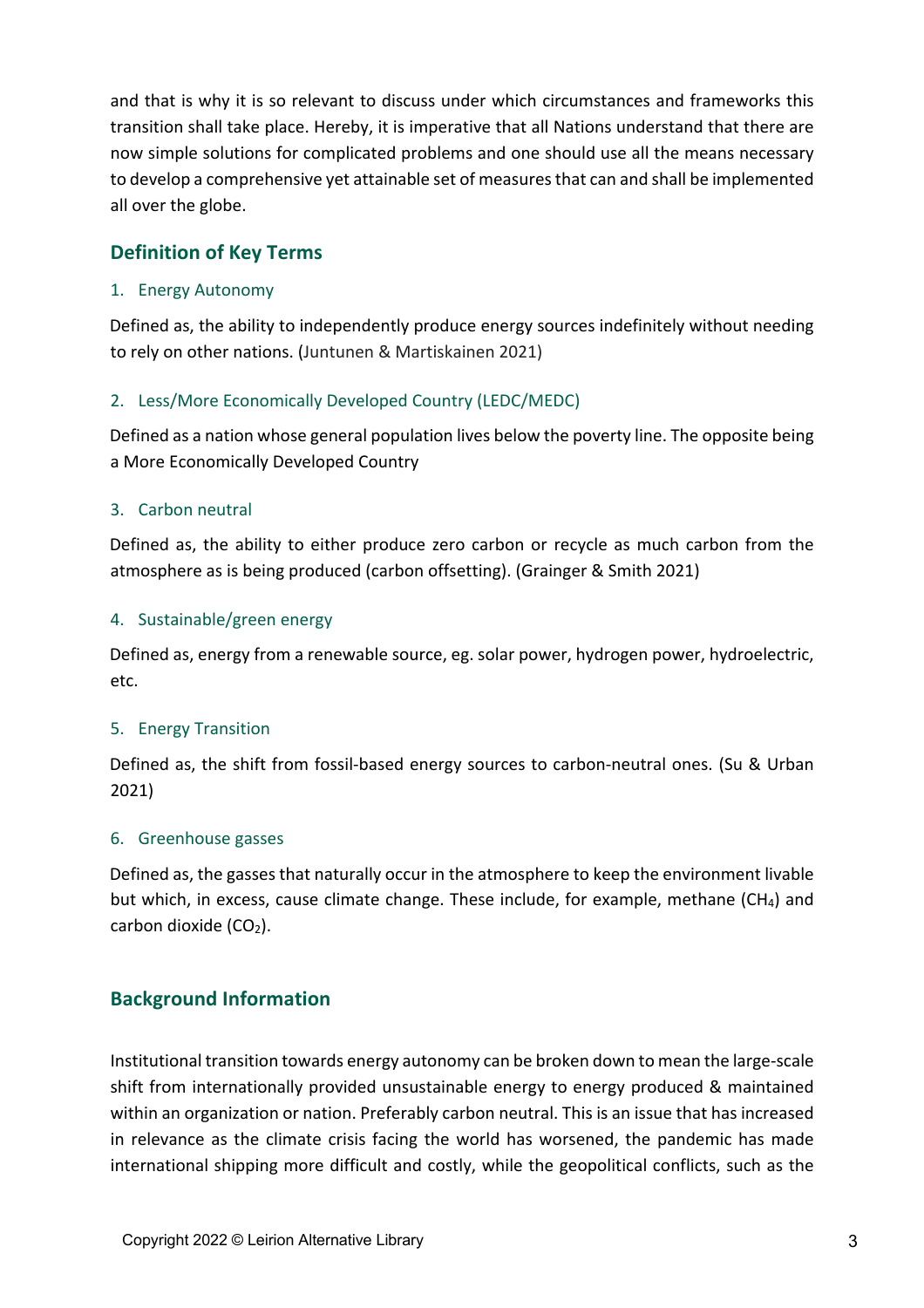and that is why it is so relevant to discuss under which circumstances and frameworks this transition shall take place. Hereby, it is imperative that all Nations understand that there are now simple solutions for complicated problems and one should use all the means necessary to develop a comprehensive yet attainable set of measures that can and shall be implemented all over the globe.

## Definition of Key Terms

### 1. Energy Autonomy

Defined as, the ability to independently produce energy sources indefinitely without needing to rely on other nations. (Juntunen & Martiskainen 2021)

### 2. Less/More Economically Developed Country (LEDC/MEDC)

Defined as a nation whose general population lives below the poverty line. The opposite being a More Economically Developed Country

### 3. Carbon neutral

Defined as, the ability to either produce zero carbon or recycle as much carbon from the atmosphere as is being produced (carbon offsetting). (Grainger & Smith 2021)

### 4. Sustainable/green energy

Defined as, energy from a renewable source, eg. solar power, hydrogen power, hydroelectric, etc.

### 5. Energy Transition

Defined as, the shift from fossil-based energy sources to carbon-neutral ones. (Su & Urban 2021)

### 6. Greenhouse gasses

Defined as, the gasses that naturally occur in the atmosphere to keep the environment livable but which, in excess, cause climate change. These include, for example, methane ($CH_4$) and carbon dioxide ($CO_2$).

## Background Information

Institutional transition towards energy autonomy can be broken down to mean the large-scale shift from internationally provided unsustainable energy to energy produced & maintained within an organization or nation. Preferably carbon neutral. This is an issue that has increased in relevance as the climate crisis facing the world has worsened, the pandemic has made international shipping more difficult and costly, while the geopolitical conflicts, such as the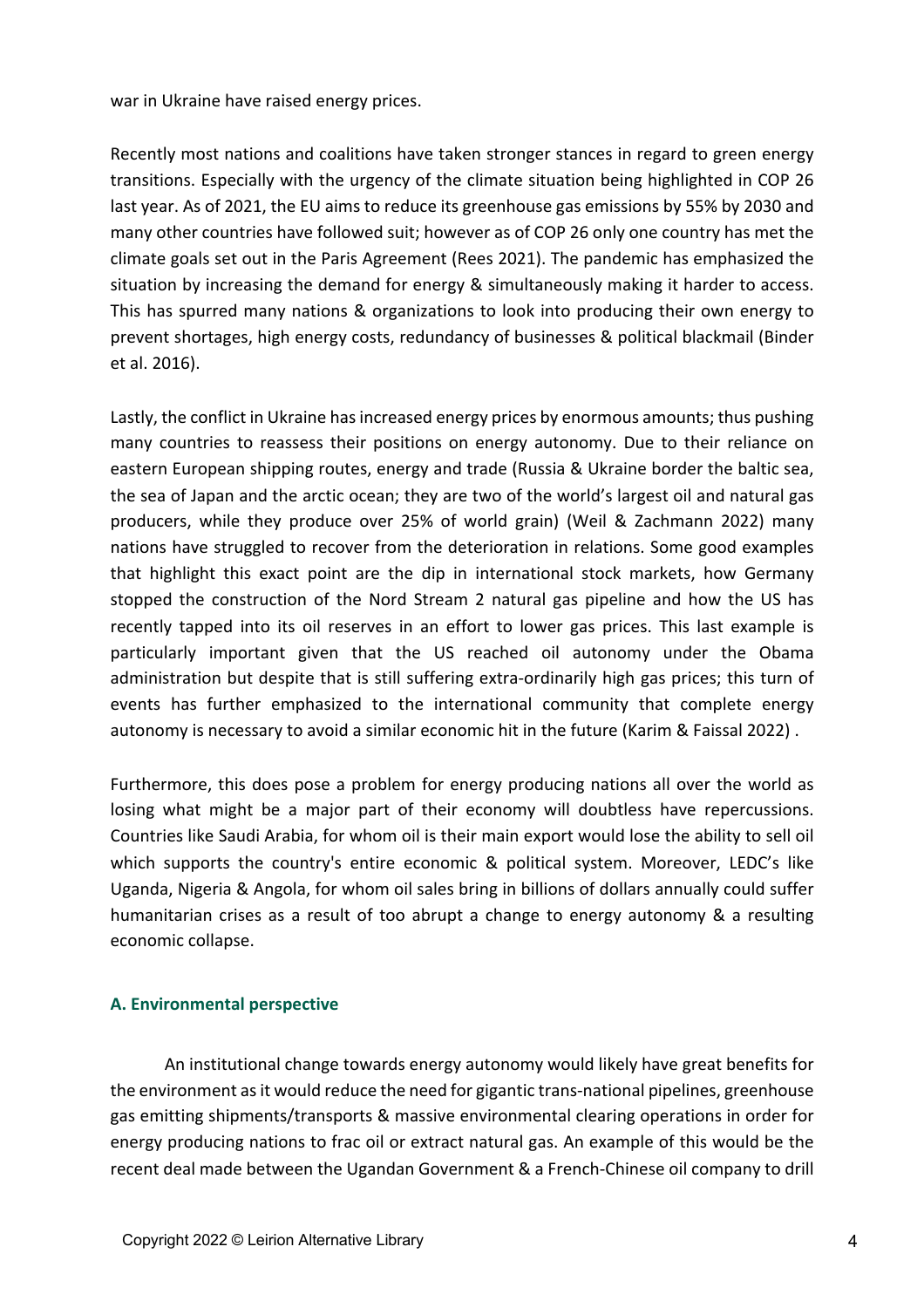war in Ukraine have raised energy prices.

Recently most nations and coalitions have taken stronger stances in regard to green energy transitions. Especially with the urgency of the climate situation being highlighted in COP 26 last year. As of 2021, the EU aims to reduce its greenhouse gas emissions by 55% by 2030 and many other countries have followed suit; however as of COP 26 only one country has met the climate goals set out in the Paris Agreement (Rees 2021). The pandemic has emphasized the situation by increasing the demand for energy & simultaneously making it harder to access. This has spurred many nations & organizations to look into producing their own energy to prevent shortages, high energy costs, redundancy of businesses & political blackmail (Binder et al. 2016).

Lastly, the conflict in Ukraine has increased energy prices by enormous amounts; thus pushing many countries to reassess their positions on energy autonomy. Due to their reliance on eastern European shipping routes, energy and trade (Russia & Ukraine border the baltic sea, the sea of Japan and the arctic ocean; they are two of the world's largest oil and natural gas producers, while they produce over 25% of world grain) (Weil & Zachmann 2022) many nations have struggled to recover from the deterioration in relations. Some good examples that highlight this exact point are the dip in international stock markets, how Germany stopped the construction of the Nord Stream 2 natural gas pipeline and how the US has recently tapped into its oil reserves in an effort to lower gas prices. This last example is particularly important given that the US reached oil autonomy under the Obama administration but despite that is still suffering extra-ordinarily high gas prices; this turn of events has further emphasized to the international community that complete energy autonomy is necessary to avoid a similar economic hit in the future (Karim & Faissal 2022) .

Furthermore, this does pose a problem for energy producing nations all over the world as losing what might be a major part of their economy will doubtless have repercussions. Countries like Saudi Arabia, for whom oil is their main export would lose the ability to sell oil which supports the country's entire economic & political system. Moreover, LEDC's like Uganda, Nigeria & Angola, for whom oil sales bring in billions of dollars annually could suffer humanitarian crises as a result of too abrupt a change to energy autonomy & a resulting economic collapse.

### A. Environmental perspective

An institutional change towards energy autonomy would likely have great benefits for the environment as it would reduce the need for gigantic trans-national pipelines, greenhouse gas emitting shipments/transports & massive environmental clearing operations in order for energy producing nations to frac oil or extract natural gas. An example of this would be the recent deal made between the Ugandan Government & a French-Chinese oil company to drill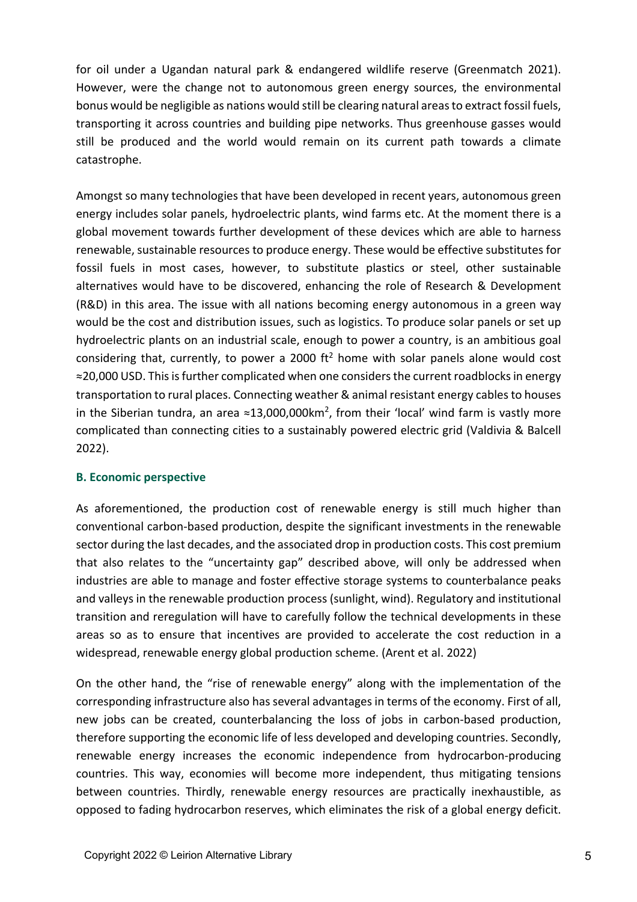for oil under a Ugandan natural park & endangered wildlife reserve (Greenmatch 2021). However, were the change not to autonomous green energy sources, the environmental bonus would be negligible as nations would still be clearing natural areas to extract fossil fuels, transporting it across countries and building pipe networks. Thus greenhouse gasses would still be produced and the world would remain on its current path towards a climate catastrophe.

Amongst so many technologies that have been developed in recent years, autonomous green energy includes solar panels, hydroelectric plants, wind farms etc. At the moment there is a global movement towards further development of these devices which are able to harness renewable, sustainable resources to produce energy. These would be effective substitutes for fossil fuels in most cases, however, to substitute plastics or steel, other sustainable alternatives would have to be discovered, enhancing the role of Research & Development (R&D) in this area. The issue with all nations becoming energy autonomous in a green way would be the cost and distribution issues, such as logistics. To produce solar panels or set up hydroelectric plants on an industrial scale, enough to power a country, is an ambitious goal considering that, currently, to power a 2000 $ft^2$ home with solar panels alone would cost ≈20,000 USD. This is further complicated when one considers the current roadblocks in energy transportation to rural places. Connecting weather & animal resistant energy cables to houses in the Siberian tundra, an area ≈13,000,000$km^2$, from their 'local' wind farm is vastly more complicated than connecting cities to a sustainably powered electric grid (Valdivia & Balcell 2022).

**B. Economic perspective**

As aforementioned, the production cost of renewable energy is still much higher than conventional carbon-based production, despite the significant investments in the renewable sector during the last decades, and the associated drop in production costs. This cost premium that also relates to the "uncertainty gap" described above, will only be addressed when industries are able to manage and foster effective storage systems to counterbalance peaks and valleys in the renewable production process (sunlight, wind). Regulatory and institutional transition and reregulation will have to carefully follow the technical developments in these areas so as to ensure that incentives are provided to accelerate the cost reduction in a widespread, renewable energy global production scheme. (Arent et al. 2022)

On the other hand, the "rise of renewable energy" along with the implementation of the corresponding infrastructure also has several advantages in terms of the economy. First of all, new jobs can be created, counterbalancing the loss of jobs in carbon-based production, therefore supporting the economic life of less developed and developing countries. Secondly, renewable energy increases the economic independence from hydrocarbon-producing countries. This way, economies will become more independent, thus mitigating tensions between countries. Thirdly, renewable energy resources are practically inexhaustible, as opposed to fading hydrocarbon reserves, which eliminates the risk of a global energy deficit.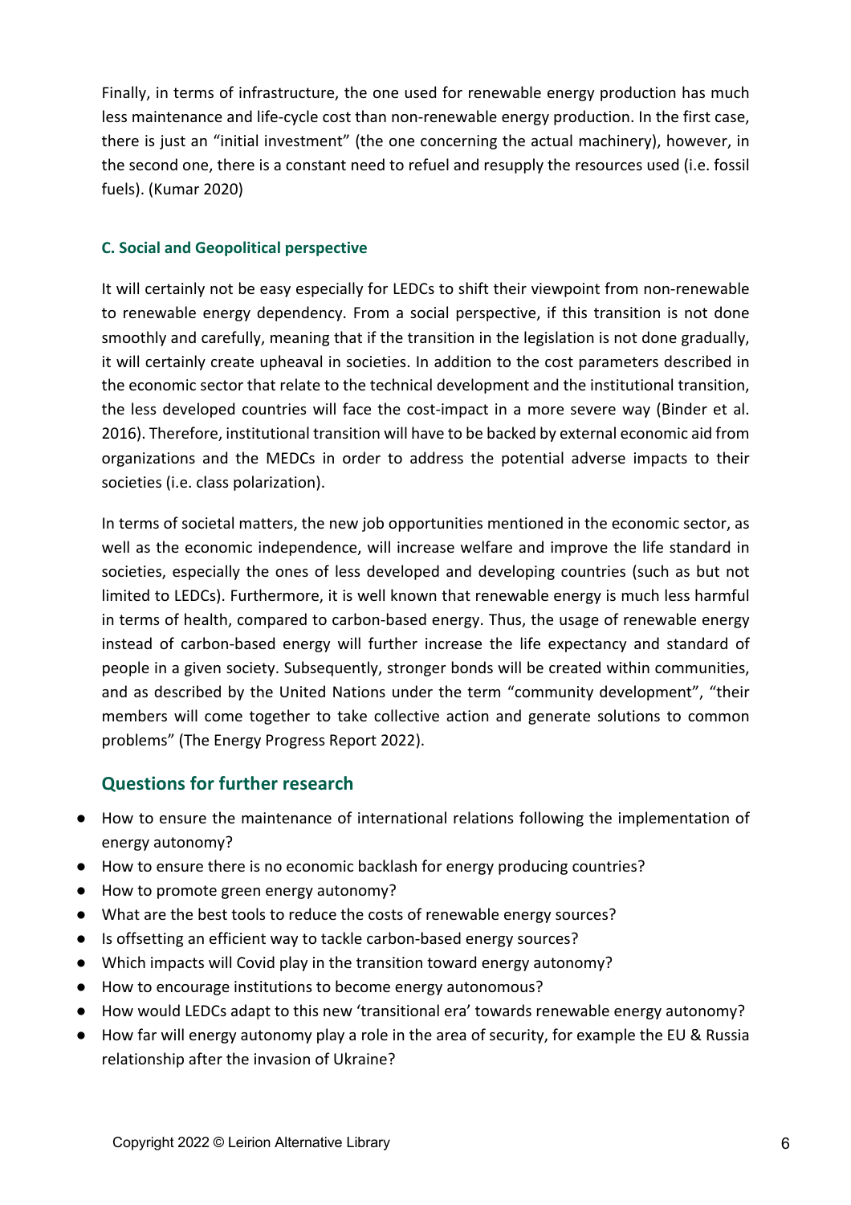Finally, in terms of infrastructure, the one used for renewable energy production has much less maintenance and life-cycle cost than non-renewable energy production. In the first case, there is just an "initial investment" (the one concerning the actual machinery), however, in the second one, there is a constant need to refuel and resupply the resources used (i.e. fossil fuels). (Kumar 2020)

### C. Social and Geopolitical perspective

It will certainly not be easy especially for LEDCs to shift their viewpoint from non-renewable to renewable energy dependency. From a social perspective, if this transition is not done smoothly and carefully, meaning that if the transition in the legislation is not done gradually, it will certainly create upheaval in societies. In addition to the cost parameters described in the economic sector that relate to the technical development and the institutional transition, the less developed countries will face the cost-impact in a more severe way (Binder et al. 2016). Therefore, institutional transition will have to be backed by external economic aid from organizations and the MEDCs in order to address the potential adverse impacts to their societies (i.e. class polarization).

In terms of societal matters, the new job opportunities mentioned in the economic sector, as well as the economic independence, will increase welfare and improve the life standard in societies, especially the ones of less developed and developing countries (such as but not limited to LEDCs). Furthermore, it is well known that renewable energy is much less harmful in terms of health, compared to carbon-based energy. Thus, the usage of renewable energy instead of carbon-based energy will further increase the life expectancy and standard of people in a given society. Subsequently, stronger bonds will be created within communities, and as described by the United Nations under the term "community development", "their members will come together to take collective action and generate solutions to common problems" (The Energy Progress Report 2022).

## Questions for further research

- How to ensure the maintenance of international relations following the implementation of energy autonomy?
- How to ensure there is no economic backlash for energy producing countries?
- How to promote green energy autonomy?
- What are the best tools to reduce the costs of renewable energy sources?
- Is offsetting an efficient way to tackle carbon-based energy sources?
- Which impacts will Covid play in the transition toward energy autonomy?
- How to encourage institutions to become energy autonomous?
- How would LEDCs adapt to this new 'transitional era' towards renewable energy autonomy?
- How far will energy autonomy play a role in the area of security, for example the EU & Russia relationship after the invasion of Ukraine?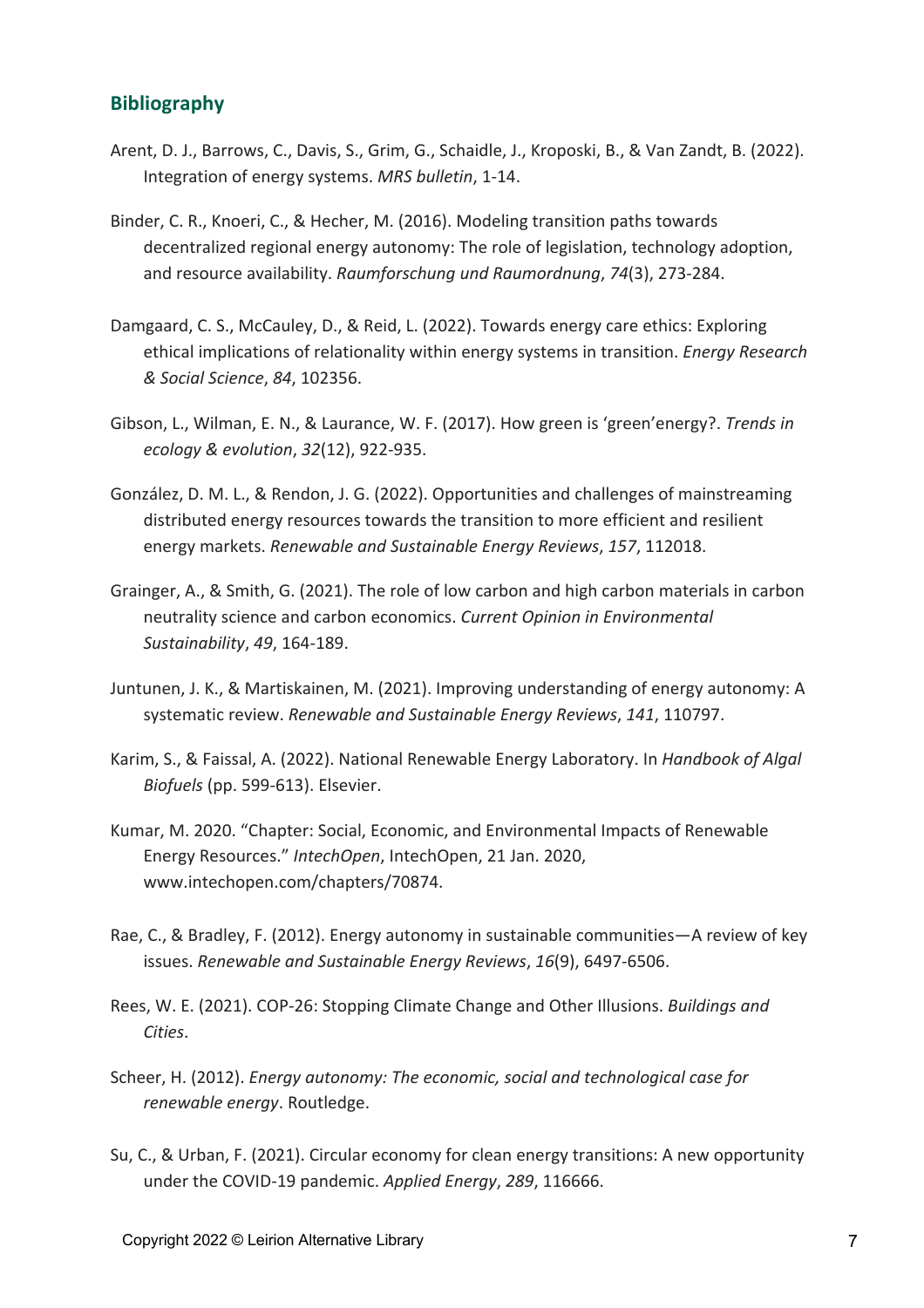## Bibliography

Arent, D. J., Barrows, C., Davis, S., Grim, G., Schaidle, J., Kroposki, B., & Van Zandt, B. (2022). Integration of energy systems. *MRS bulletin*, 1-14.

Binder, C. R., Knoeri, C., & Hecher, M. (2016). Modeling transition paths towards decentralized regional energy autonomy: The role of legislation, technology adoption, and resource availability. *Raumforschung und Raumordnung*, *74*(3), 273-284.

Damgaard, C. S., McCauley, D., & Reid, L. (2022). Towards energy care ethics: Exploring ethical implications of relationality within energy systems in transition. *Energy Research & Social Science*, *84*, 102356.

Gibson, L., Wilman, E. N., & Laurance, W. F. (2017). How green is 'green'energy?. *Trends in ecology & evolution*, *32*(12), 922-935.

González, D. M. L., & Rendon, J. G. (2022). Opportunities and challenges of mainstreaming distributed energy resources towards the transition to more efficient and resilient energy markets. *Renewable and Sustainable Energy Reviews*, *157*, 112018.

Grainger, A., & Smith, G. (2021). The role of low carbon and high carbon materials in carbon neutrality science and carbon economics. *Current Opinion in Environmental Sustainability*, *49*, 164-189.

Juntunen, J. K., & Martiskainen, M. (2021). Improving understanding of energy autonomy: A systematic review. *Renewable and Sustainable Energy Reviews*, *141*, 110797.

Karim, S., & Faissal, A. (2022). National Renewable Energy Laboratory. In *Handbook of Algal Biofuels* (pp. 599-613). Elsevier.

Kumar, M. 2020. "Chapter: Social, Economic, and Environmental Impacts of Renewable Energy Resources." *IntechOpen*, IntechOpen, 21 Jan. 2020, www.intechopen.com/chapters/70874.

Rae, C., & Bradley, F. (2012). Energy autonomy in sustainable communities—A review of key issues. *Renewable and Sustainable Energy Reviews*, *16*(9), 6497-6506.

Rees, W. E. (2021). COP-26: Stopping Climate Change and Other Illusions. *Buildings and Cities*.

Scheer, H. (2012). *Energy autonomy: The economic, social and technological case for renewable energy*. Routledge.

Su, C., & Urban, F. (2021). Circular economy for clean energy transitions: A new opportunity under the COVID-19 pandemic. *Applied Energy*, *289*, 116666.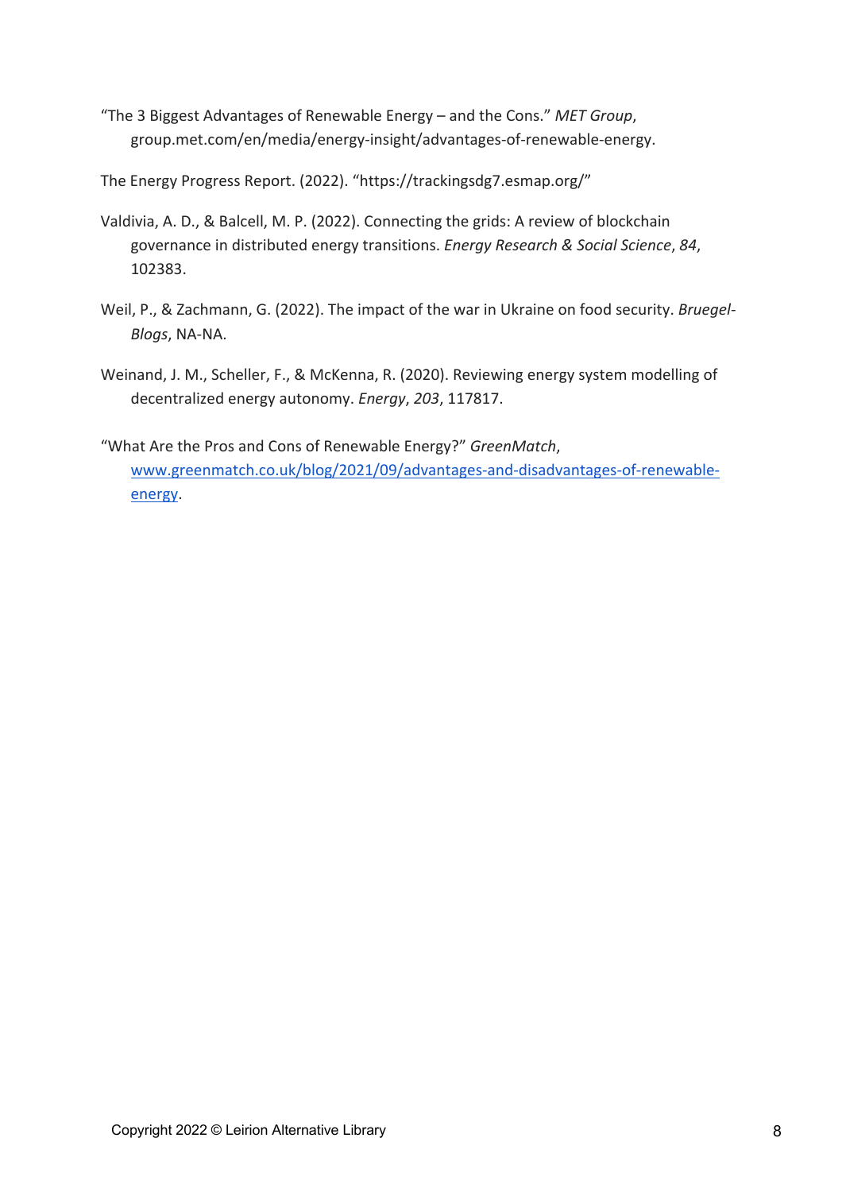"The 3 Biggest Advantages of Renewable Energy – and the Cons." *MET Group*, group.met.com/en/media/energy-insight/advantages-of-renewable-energy.

The Energy Progress Report. (2022). "https://trackingsdg7.esmap.org/"

Valdivia, A. D., & Balcell, M. P. (2022). Connecting the grids: A review of blockchain governance in distributed energy transitions. *Energy Research & Social Science*, *84*, 102383.

Weil, P., & Zachmann, G. (2022). The impact of the war in Ukraine on food security. *Bruegel-Blogs*, NA-NA.

Weinand, J. M., Scheller, F., & McKenna, R. (2020). Reviewing energy system modelling of decentralized energy autonomy. *Energy*, *203*, 117817.

"What Are the Pros and Cons of Renewable Energy?" *GreenMatch*, [www.greenmatch.co.uk/blog/2021/09/advantages-and-disadvantages-of-renewable-energy](www.greenmatch.co.uk/blog/2021/09/advantages-and-disadvantages-of-renewable-energy).

Copyright 2022 © Leirion Alternative Library